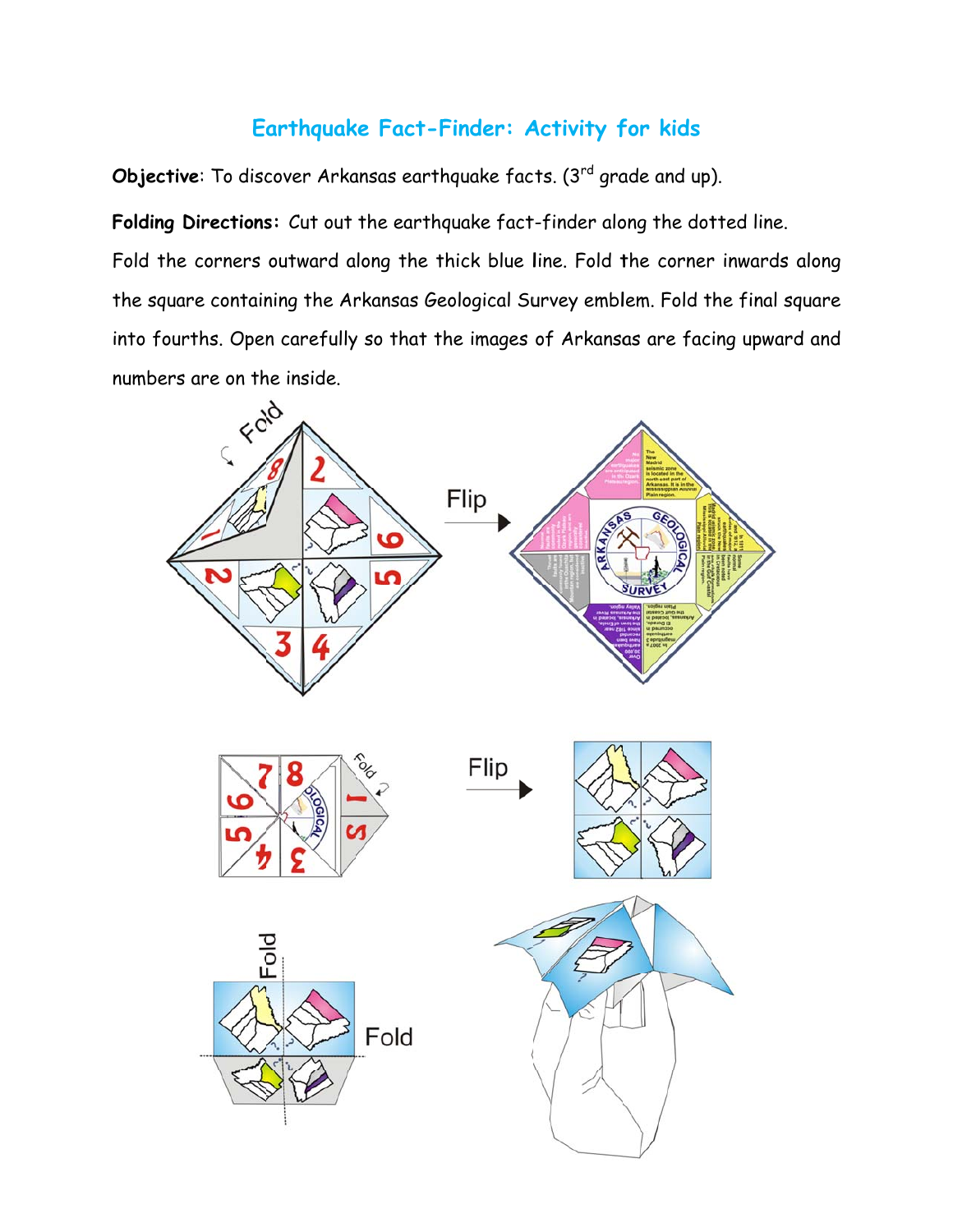# Earthquake Fact-Finder: Activity for kids

**Objective**: To discover Arkansas earthquake facts. (3rd grade and up).

**Folding Directions:** Cut out the earthquake fact-finder along the dotted line. Fold the corners outward along the thick blue line. Fold the corner inwards along the square containing the Arkansas Geological Survey emblem. Fold the final square into fourths. Open carefully so that the images of Arkansas are facing upward and numbers are on the inside.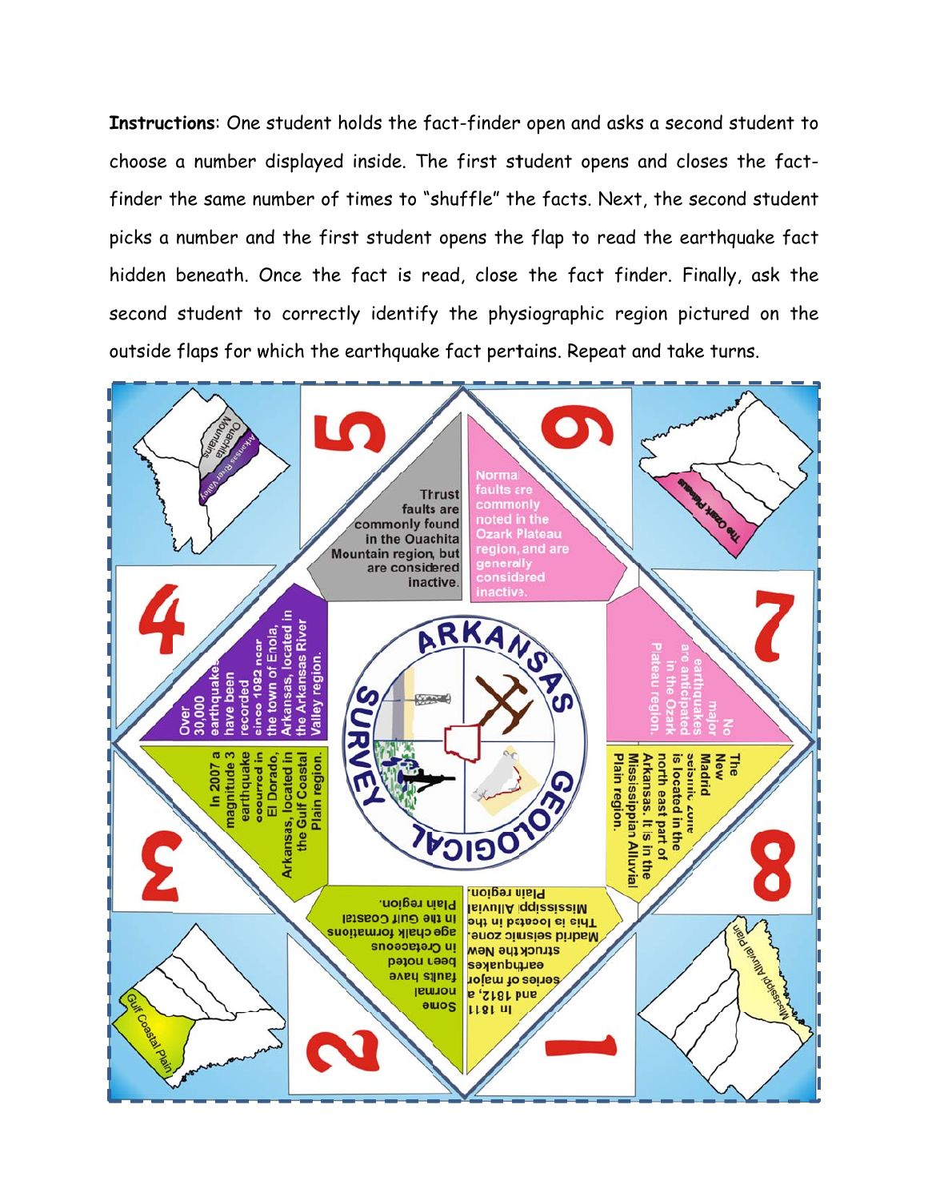**Instructions**: One student holds the fact-finder open and asks a second student to choose a number displayed inside. The first student opens and closes the fact-finder the same number of times to "shuffle" the facts. Next, the second student picks a number and the first student opens the flap to read the earthquake fact hidden beneath. Once the fact is read, close the fact finder. Finally, ask the second student to correctly identify the physiographic region pictured on the outside flaps for which the earthquake fact pertains. Repeat and take turns.

Ouachita Mountains

Arkansas River Valley

The Ozark Plateaus

Mississippi Alluvial Plain

Gulf Coastal Plain

5

Thrust faults are commonly found in the Ouachita Mountain region, but are considered inactive.

6

Normal faults are commonly noted in the Ozark Plateau region, and are generally considered inactive.

4

Over 30,000 earthquakes have been recorded since 1982 near the town of Enola, Arkansas, located in the Arkansas River Valley region.

7

No major earthquakes are anticipated in the Ozark Plateau region.

3

In 2007 a magnitude 3 earthquake occurred in El Dorado, Arkansas, located in the Gulf Coastal Plain region.

8

The New Madrid seismic zone is located in the north east part of Arkansas. It is in the Mississippian Alluvial Plain region.

2

Some normal faults have been noted in Cretaceous age chalk formations in the Gulf Coastal Plain region.

1

In 1811 and 1812, a series of major earthquakes struck the New Madrid seismic zone. This is located in the Mississippi Alluvial Plain region.

ARKANSAS GEOLOGICAL SURVEY